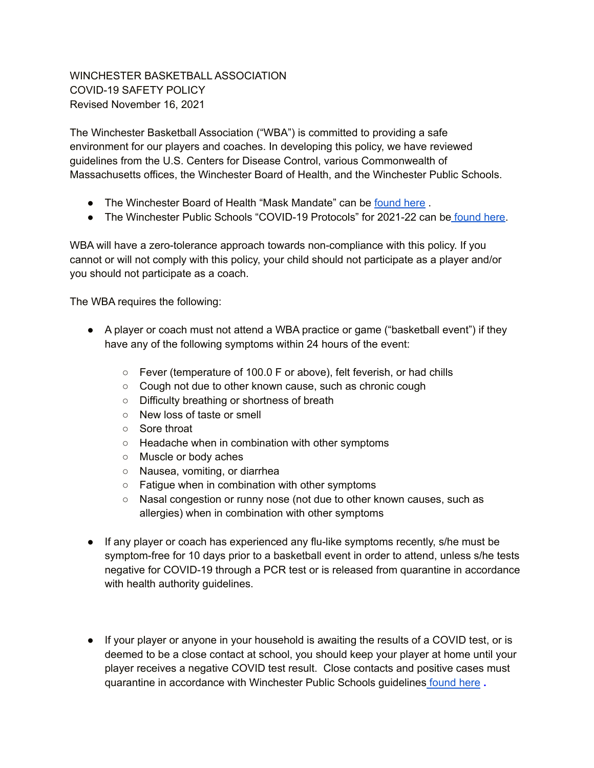WINCHESTER BASKETBALL ASSOCIATION
COVID-19 SAFETY POLICY
Revised November 16, 2021

The Winchester Basketball Association ("WBA") is committed to providing a safe environment for our players and coaches. In developing this policy, we have reviewed guidelines from the U.S. Centers for Disease Control, various Commonwealth of Massachusetts offices, the Winchester Board of Health, and the Winchester Public Schools.

- The Winchester Board of Health "Mask Mandate" can be found here .
- The Winchester Public Schools "COVID-19 Protocols" for 2021-22 can be found here.

WBA will have a zero-tolerance approach towards non-compliance with this policy. If you cannot or will not comply with this policy, your child should not participate as a player and/or you should not participate as a coach.

The WBA requires the following:

- A player or coach must not attend a WBA practice or game ("basketball event") if they have any of the following symptoms within 24 hours of the event:
  - Fever (temperature of 100.0 F or above), felt feverish, or had chills
  - Cough not due to other known cause, such as chronic cough
  - Difficulty breathing or shortness of breath
  - New loss of taste or smell
  - Sore throat
  - Headache when in combination with other symptoms
  - Muscle or body aches
  - Nausea, vomiting, or diarrhea
  - Fatigue when in combination with other symptoms
  - Nasal congestion or runny nose (not due to other known causes, such as allergies) when in combination with other symptoms

- If any player or coach has experienced any flu-like symptoms recently, s/he must be symptom-free for 10 days prior to a basketball event in order to attend, unless s/he tests negative for COVID-19 through a PCR test or is released from quarantine in accordance with health authority guidelines.

- If your player or anyone in your household is awaiting the results of a COVID test, or is deemed to be a close contact at school, you should keep your player at home until your player receives a negative COVID test result. Close contacts and positive cases must quarantine in accordance with Winchester Public Schools guidelines found here **.**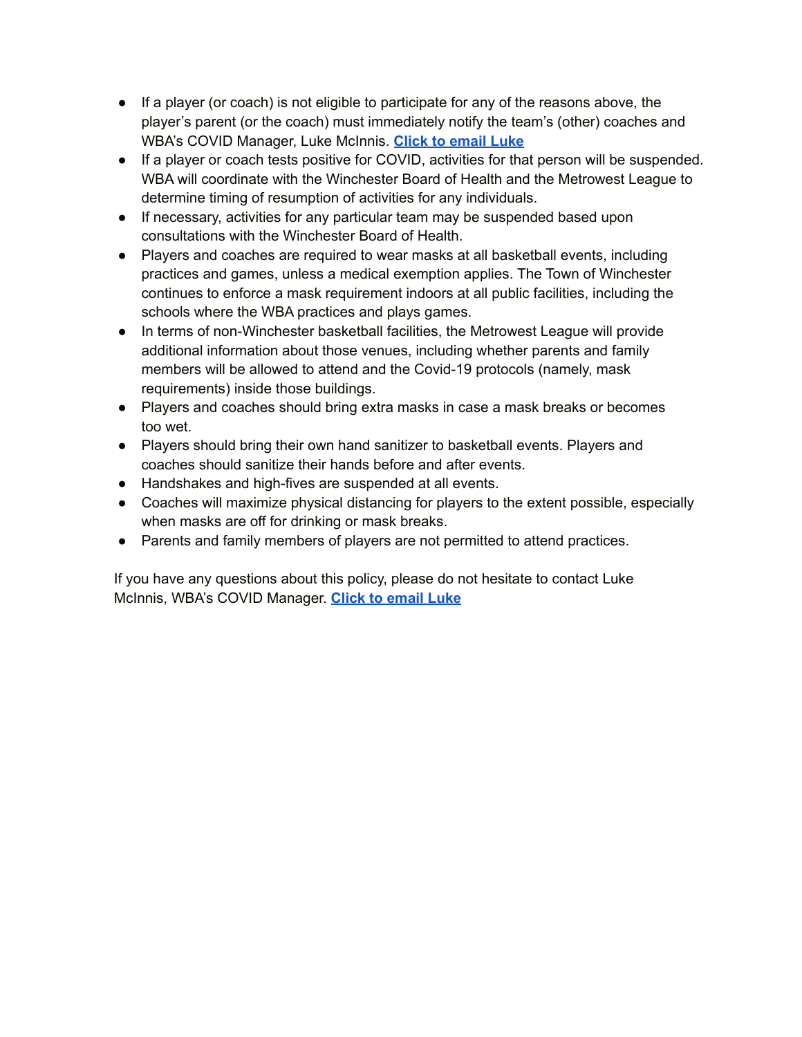- If a player (or coach) is not eligible to participate for any of the reasons above, the player's parent (or the coach) must immediately notify the team's (other) coaches and WBA's COVID Manager, Luke McInnis. **Click to email Luke**
- If a player or coach tests positive for COVID, activities for that person will be suspended. WBA will coordinate with the Winchester Board of Health and the Metrowest League to determine timing of resumption of activities for any individuals.
- If necessary, activities for any particular team may be suspended based upon consultations with the Winchester Board of Health.
- Players and coaches are required to wear masks at all basketball events, including practices and games, unless a medical exemption applies. The Town of Winchester continues to enforce a mask requirement indoors at all public facilities, including the schools where the WBA practices and plays games.
- In terms of non-Winchester basketball facilities, the Metrowest League will provide additional information about those venues, including whether parents and family members will be allowed to attend and the Covid-19 protocols (namely, mask requirements) inside those buildings.
- Players and coaches should bring extra masks in case a mask breaks or becomes too wet.
- Players should bring their own hand sanitizer to basketball events. Players and coaches should sanitize their hands before and after events.
- Handshakes and high-fives are suspended at all events.
- Coaches will maximize physical distancing for players to the extent possible, especially when masks are off for drinking or mask breaks.
- Parents and family members of players are not permitted to attend practices.

If you have any questions about this policy, please do not hesitate to contact Luke McInnis, WBA's COVID Manager. **Click to email Luke**